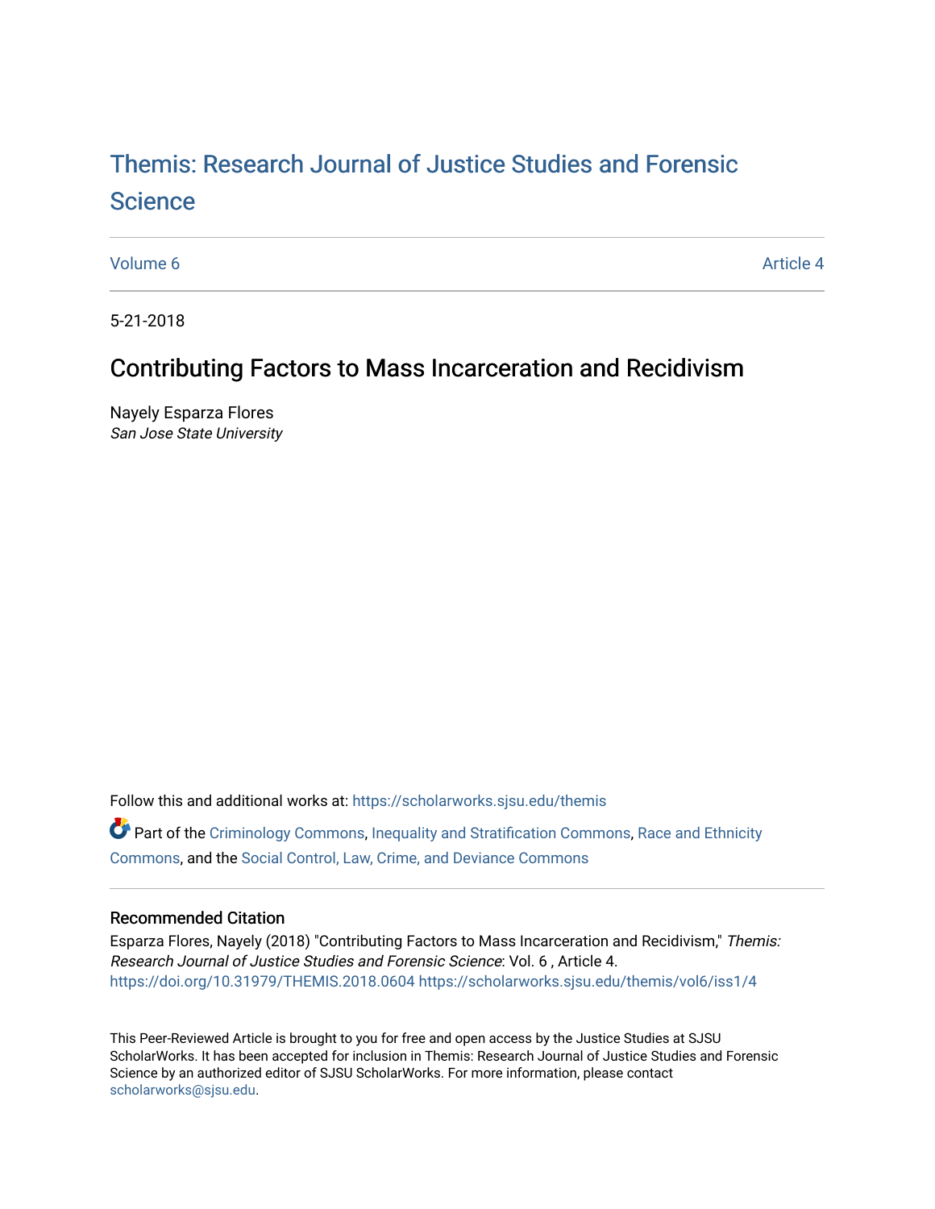# Themis: Research Journal of Justice Studies and Forensic Science

Volume 6 Article 4

5-21-2018

## Contributing Factors to Mass Incarceration and Recidivism

Nayely Esparza Flores
*San Jose State University*

Follow this and additional works at: https://scholarworks.sjsu.edu/themis

Part of the Criminology Commons, Inequality and Stratification Commons, Race and Ethnicity Commons, and the Social Control, Law, Crime, and Deviance Commons

### Recommended Citation

Esparza Flores, Nayely (2018) "Contributing Factors to Mass Incarceration and Recidivism," *Themis: Research Journal of Justice Studies and Forensic Science*: Vol. 6 , Article 4.
https://doi.org/10.31979/THEMIS.2018.0604 https://scholarworks.sjsu.edu/themis/vol6/iss1/4

This Peer-Reviewed Article is brought to you for free and open access by the Justice Studies at SJSU ScholarWorks. It has been accepted for inclusion in Themis: Research Journal of Justice Studies and Forensic Science by an authorized editor of SJSU ScholarWorks. For more information, please contact scholarworks@sjsu.edu.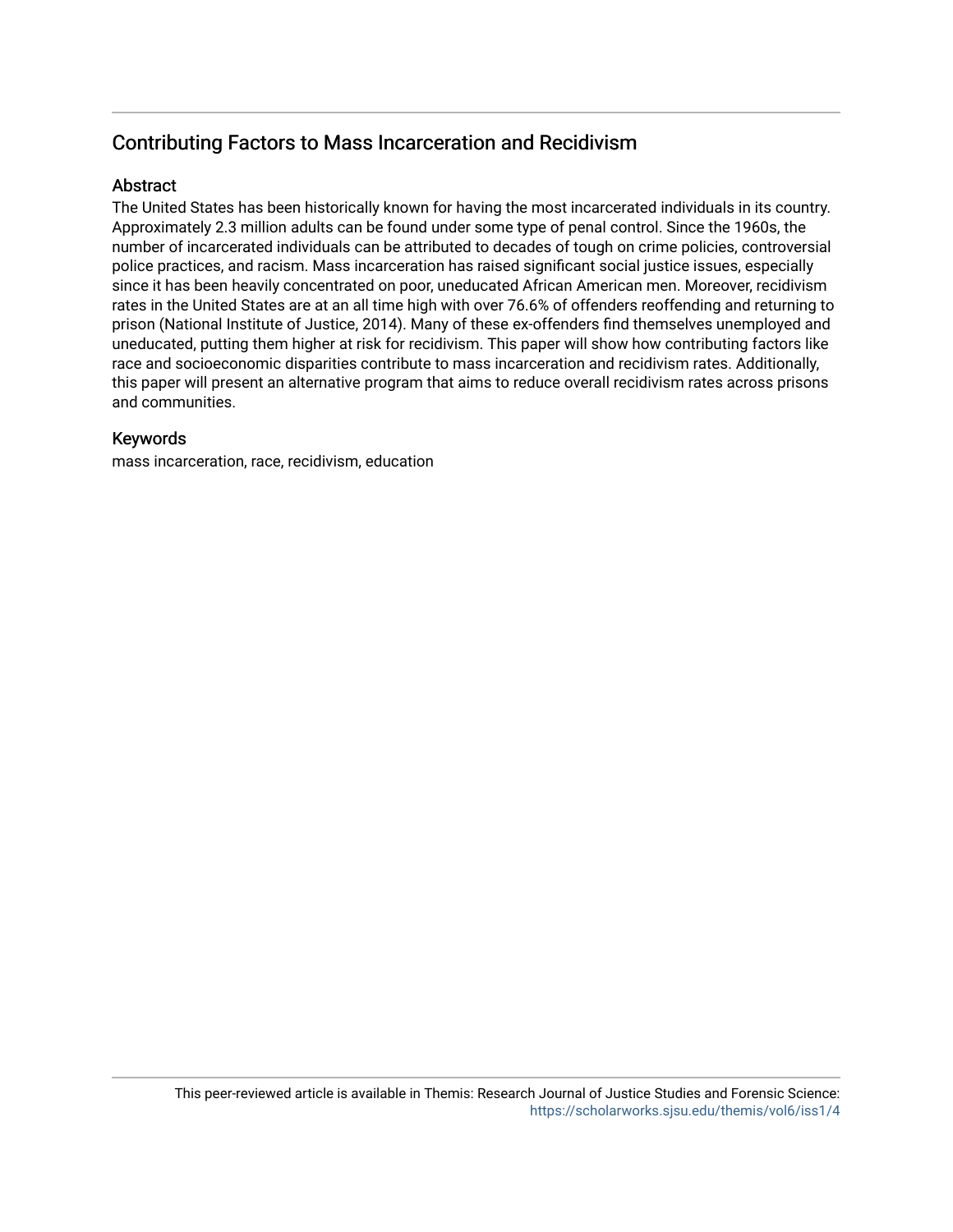# Contributing Factors to Mass Incarceration and Recidivism

## Abstract

The United States has been historically known for having the most incarcerated individuals in its country. Approximately 2.3 million adults can be found under some type of penal control. Since the 1960s, the number of incarcerated individuals can be attributed to decades of tough on crime policies, controversial police practices, and racism. Mass incarceration has raised significant social justice issues, especially since it has been heavily concentrated on poor, uneducated African American men. Moreover, recidivism rates in the United States are at an all time high with over 76.6% of offenders reoffending and returning to prison (National Institute of Justice, 2014). Many of these ex-offenders find themselves unemployed and uneducated, putting them higher at risk for recidivism. This paper will show how contributing factors like race and socioeconomic disparities contribute to mass incarceration and recidivism rates. Additionally, this paper will present an alternative program that aims to reduce overall recidivism rates across prisons and communities.

## Keywords

mass incarceration, race, recidivism, education

This peer-reviewed article is available in Themis: Research Journal of Justice Studies and Forensic Science: https://scholarworks.sjsu.edu/themis/vol6/iss1/4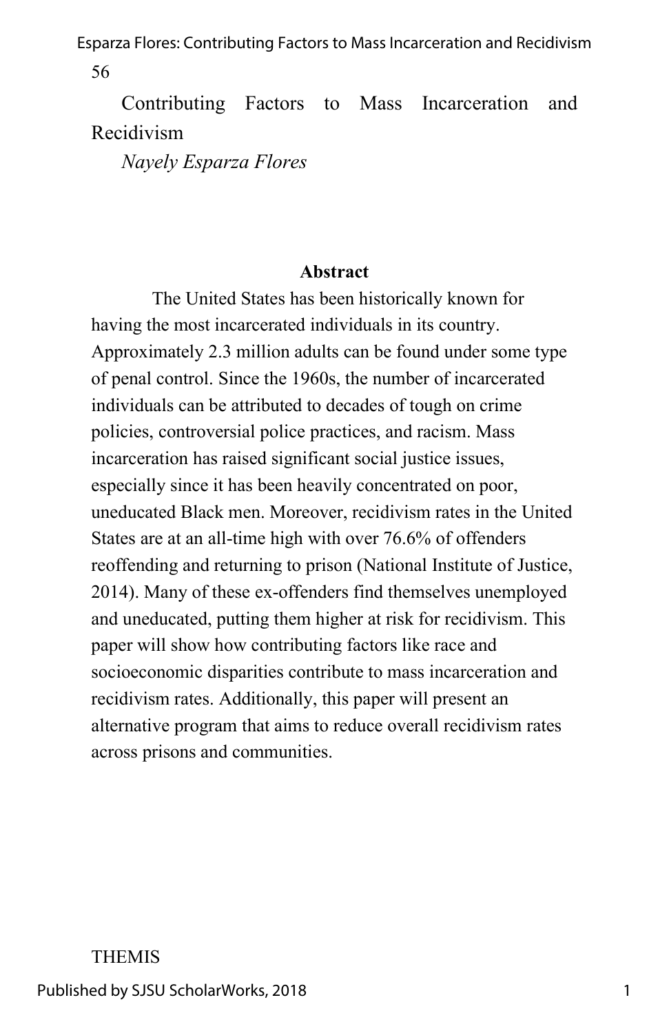# Contributing Factors to Mass Incarceration and Recidivism

*Nayely Esparza Flores*

## Abstract

The United States has been historically known for having the most incarcerated individuals in its country. Approximately 2.3 million adults can be found under some type of penal control. Since the 1960s, the number of incarcerated individuals can be attributed to decades of tough on crime policies, controversial police practices, and racism. Mass incarceration has raised significant social justice issues, especially since it has been heavily concentrated on poor, uneducated Black men. Moreover, recidivism rates in the United States are at an all-time high with over 76.6% of offenders reoffending and returning to prison (National Institute of Justice, 2014). Many of these ex-offenders find themselves unemployed and uneducated, putting them higher at risk for recidivism. This paper will show how contributing factors like race and socioeconomic disparities contribute to mass incarceration and recidivism rates. Additionally, this paper will present an alternative program that aims to reduce overall recidivism rates across prisons and communities.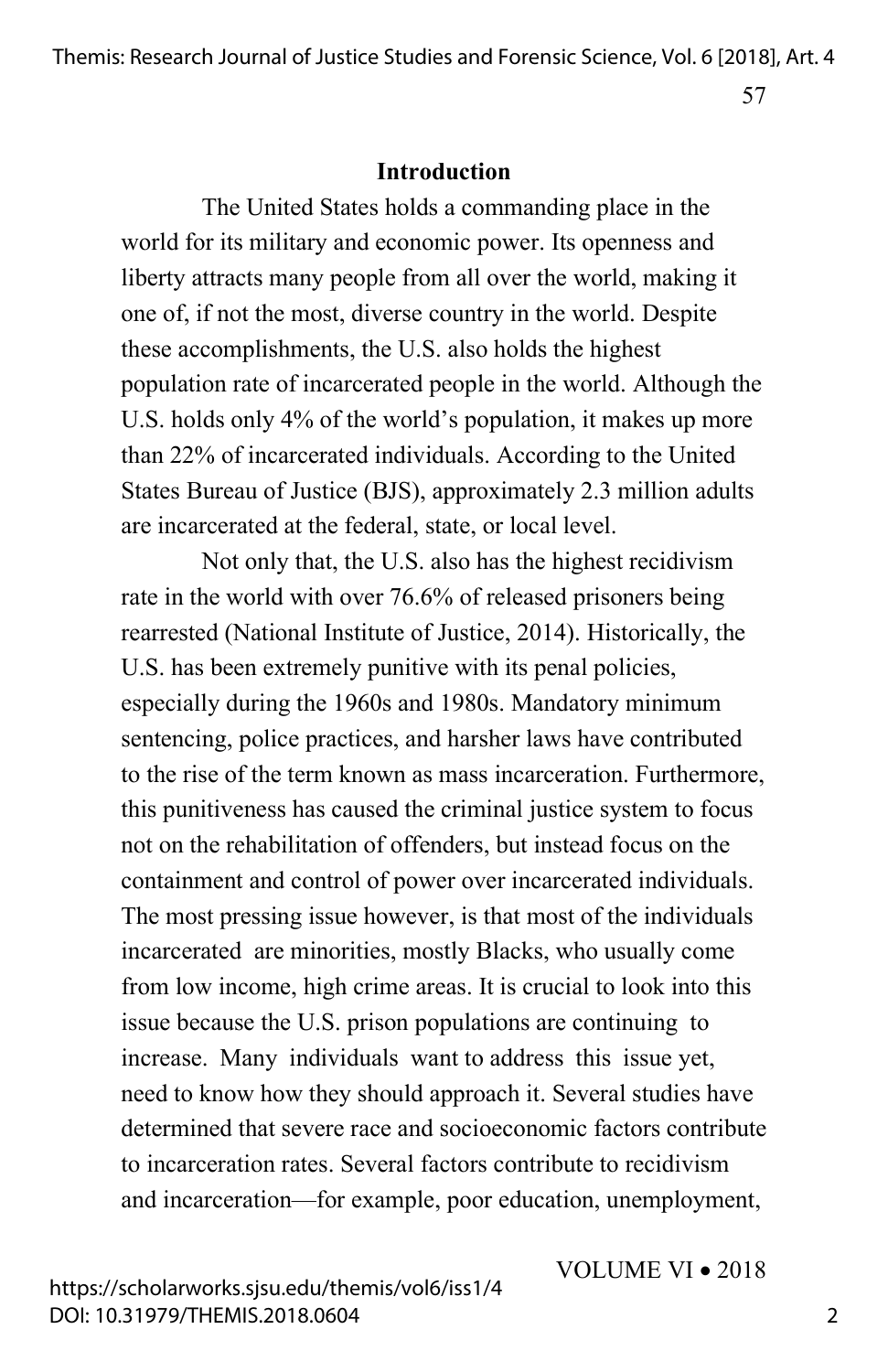## Introduction

The United States holds a commanding place in the world for its military and economic power. Its openness and liberty attracts many people from all over the world, making it one of, if not the most, diverse country in the world. Despite these accomplishments, the U.S. also holds the highest population rate of incarcerated people in the world. Although the U.S. holds only 4% of the world's population, it makes up more than 22% of incarcerated individuals. According to the United States Bureau of Justice (BJS), approximately 2.3 million adults are incarcerated at the federal, state, or local level.

Not only that, the U.S. also has the highest recidivism rate in the world with over 76.6% of released prisoners being rearrested (National Institute of Justice, 2014). Historically, the U.S. has been extremely punitive with its penal policies, especially during the 1960s and 1980s. Mandatory minimum sentencing, police practices, and harsher laws have contributed to the rise of the term known as mass incarceration. Furthermore, this punitiveness has caused the criminal justice system to focus not on the rehabilitation of offenders, but instead focus on the containment and control of power over incarcerated individuals. The most pressing issue however, is that most of the individuals incarcerated are minorities, mostly Blacks, who usually come from low income, high crime areas. It is crucial to look into this issue because the U.S. prison populations are continuing to increase. Many individuals want to address this issue yet, need to know how they should approach it. Several studies have determined that severe race and socioeconomic factors contribute to incarceration rates. Several factors contribute to recidivism and incarceration—for example, poor education, unemployment,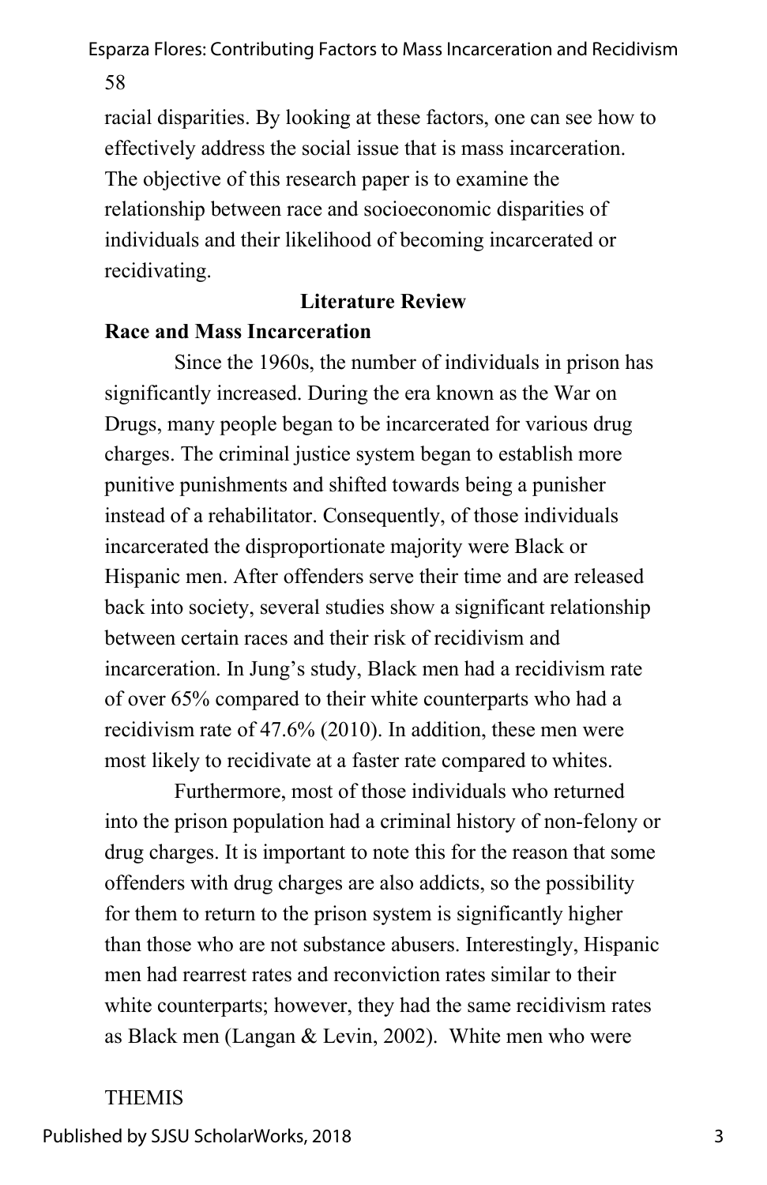racial disparities. By looking at these factors, one can see how to effectively address the social issue that is mass incarceration. The objective of this research paper is to examine the relationship between race and socioeconomic disparities of individuals and their likelihood of becoming incarcerated or recidivating.

## Literature Review

### Race and Mass Incarceration

Since the 1960s, the number of individuals in prison has significantly increased. During the era known as the War on Drugs, many people began to be incarcerated for various drug charges. The criminal justice system began to establish more punitive punishments and shifted towards being a punisher instead of a rehabilitator. Consequently, of those individuals incarcerated the disproportionate majority were Black or Hispanic men. After offenders serve their time and are released back into society, several studies show a significant relationship between certain races and their risk of recidivism and incarceration. In Jung's study, Black men had a recidivism rate of over 65% compared to their white counterparts who had a recidivism rate of 47.6% (2010). In addition, these men were most likely to recidivate at a faster rate compared to whites.

Furthermore, most of those individuals who returned into the prison population had a criminal history of non-felony or drug charges. It is important to note this for the reason that some offenders with drug charges are also addicts, so the possibility for them to return to the prison system is significantly higher than those who are not substance abusers. Interestingly, Hispanic men had rearrest rates and reconviction rates similar to their white counterparts; however, they had the same recidivism rates as Black men (Langan & Levin, 2002). White men who were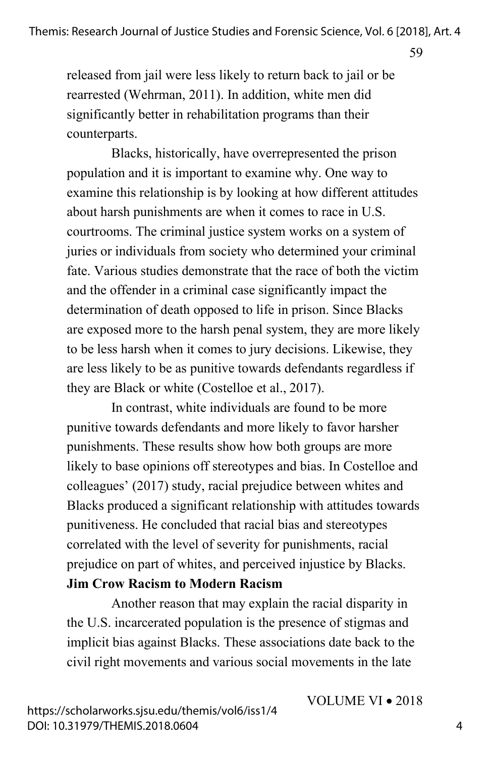released from jail were less likely to return back to jail or be rearrested (Wehrman, 2011). In addition, white men did significantly better in rehabilitation programs than their counterparts.

Blacks, historically, have overrepresented the prison population and it is important to examine why. One way to examine this relationship is by looking at how different attitudes about harsh punishments are when it comes to race in U.S. courtrooms. The criminal justice system works on a system of juries or individuals from society who determined your criminal fate. Various studies demonstrate that the race of both the victim and the offender in a criminal case significantly impact the determination of death opposed to life in prison. Since Blacks are exposed more to the harsh penal system, they are more likely to be less harsh when it comes to jury decisions. Likewise, they are less likely to be as punitive towards defendants regardless if they are Black or white (Costelloe et al., 2017).

In contrast, white individuals are found to be more punitive towards defendants and more likely to favor harsher punishments. These results show how both groups are more likely to base opinions off stereotypes and bias. In Costelloe and colleagues' (2017) study, racial prejudice between whites and Blacks produced a significant relationship with attitudes towards punitiveness. He concluded that racial bias and stereotypes correlated with the level of severity for punishments, racial prejudice on part of whites, and perceived injustice by Blacks.

**Jim Crow Racism to Modern Racism**

Another reason that may explain the racial disparity in the U.S. incarcerated population is the presence of stigmas and implicit bias against Blacks. These associations date back to the civil right movements and various social movements in the late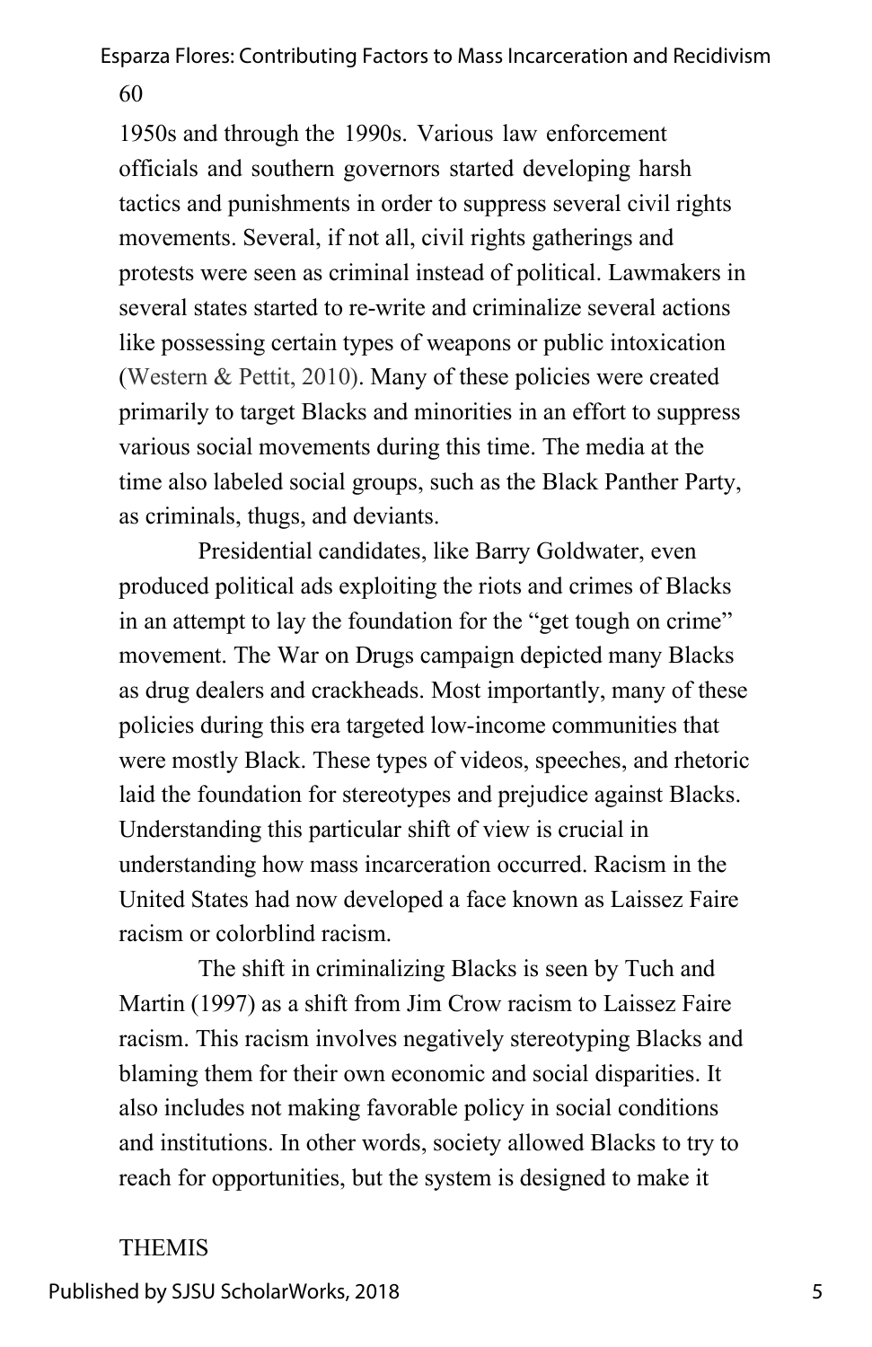1950s and through the 1990s. Various law enforcement officials and southern governors started developing harsh tactics and punishments in order to suppress several civil rights movements. Several, if not all, civil rights gatherings and protests were seen as criminal instead of political. Lawmakers in several states started to re-write and criminalize several actions like possessing certain types of weapons or public intoxication (Western & Pettit, 2010). Many of these policies were created primarily to target Blacks and minorities in an effort to suppress various social movements during this time. The media at the time also labeled social groups, such as the Black Panther Party, as criminals, thugs, and deviants.

Presidential candidates, like Barry Goldwater, even produced political ads exploiting the riots and crimes of Blacks in an attempt to lay the foundation for the "get tough on crime" movement. The War on Drugs campaign depicted many Blacks as drug dealers and crackheads. Most importantly, many of these policies during this era targeted low-income communities that were mostly Black. These types of videos, speeches, and rhetoric laid the foundation for stereotypes and prejudice against Blacks. Understanding this particular shift of view is crucial in understanding how mass incarceration occurred. Racism in the United States had now developed a face known as Laissez Faire racism or colorblind racism.

The shift in criminalizing Blacks is seen by Tuch and Martin (1997) as a shift from Jim Crow racism to Laissez Faire racism. This racism involves negatively stereotyping Blacks and blaming them for their own economic and social disparities. It also includes not making favorable policy in social conditions and institutions. In other words, society allowed Blacks to try to reach for opportunities, but the system is designed to make it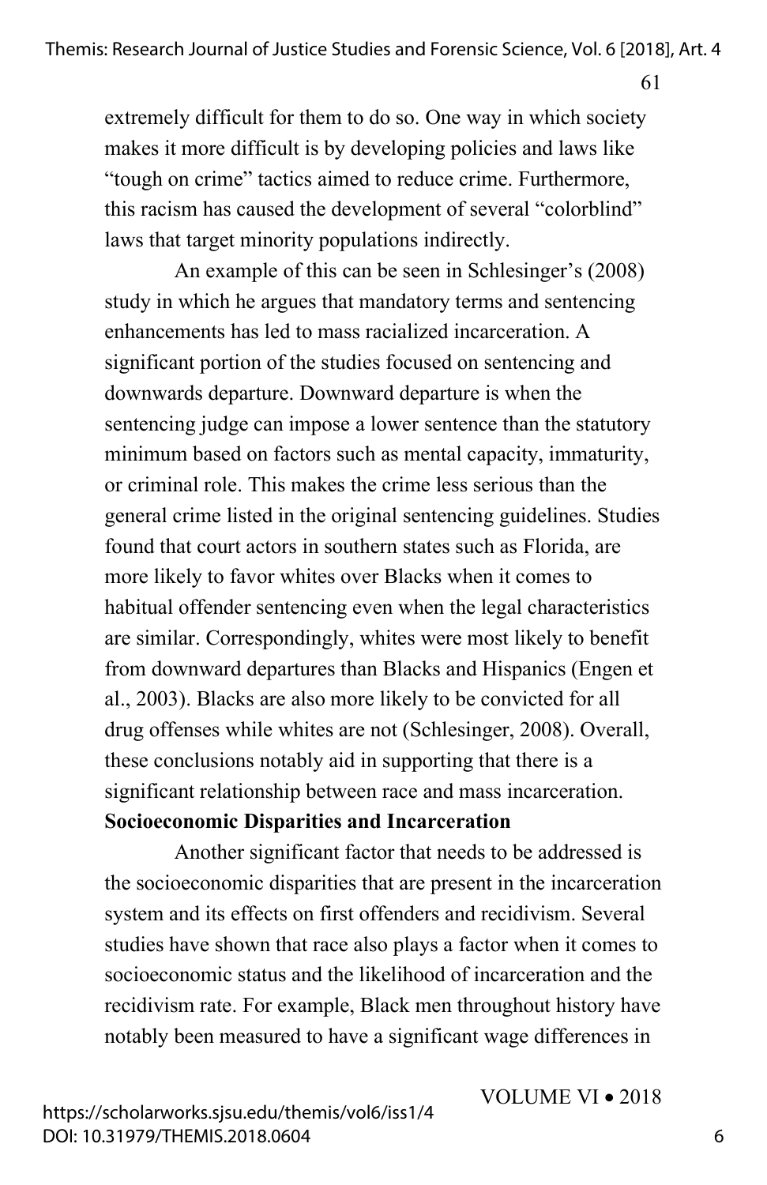extremely difficult for them to do so. One way in which society makes it more difficult is by developing policies and laws like "tough on crime" tactics aimed to reduce crime. Furthermore, this racism has caused the development of several "colorblind" laws that target minority populations indirectly.

An example of this can be seen in Schlesinger's (2008) study in which he argues that mandatory terms and sentencing enhancements has led to mass racialized incarceration. A significant portion of the studies focused on sentencing and downwards departure. Downward departure is when the sentencing judge can impose a lower sentence than the statutory minimum based on factors such as mental capacity, immaturity, or criminal role. This makes the crime less serious than the general crime listed in the original sentencing guidelines. Studies found that court actors in southern states such as Florida, are more likely to favor whites over Blacks when it comes to habitual offender sentencing even when the legal characteristics are similar. Correspondingly, whites were most likely to benefit from downward departures than Blacks and Hispanics (Engen et al., 2003). Blacks are also more likely to be convicted for all drug offenses while whites are not (Schlesinger, 2008). Overall, these conclusions notably aid in supporting that there is a significant relationship between race and mass incarceration.

**Socioeconomic Disparities and Incarceration**

Another significant factor that needs to be addressed is the socioeconomic disparities that are present in the incarceration system and its effects on first offenders and recidivism. Several studies have shown that race also plays a factor when it comes to socioeconomic status and the likelihood of incarceration and the recidivism rate. For example, Black men throughout history have notably been measured to have a significant wage differences in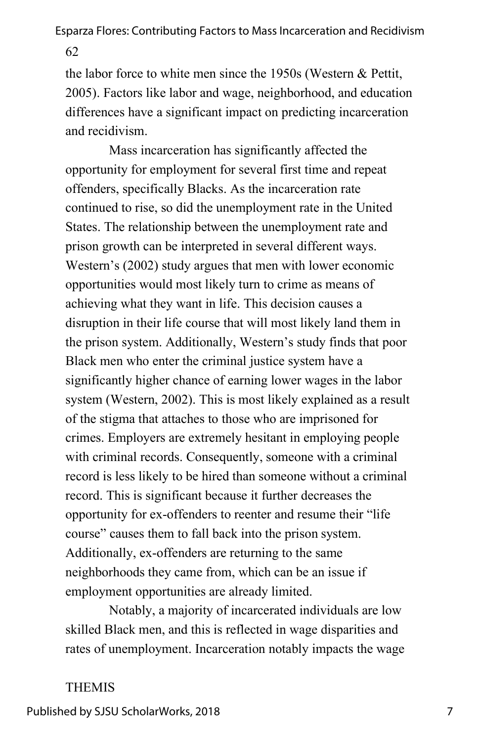the labor force to white men since the 1950s (Western & Pettit, 2005). Factors like labor and wage, neighborhood, and education differences have a significant impact on predicting incarceration and recidivism.

Mass incarceration has significantly affected the opportunity for employment for several first time and repeat offenders, specifically Blacks. As the incarceration rate continued to rise, so did the unemployment rate in the United States. The relationship between the unemployment rate and prison growth can be interpreted in several different ways. Western's (2002) study argues that men with lower economic opportunities would most likely turn to crime as means of achieving what they want in life. This decision causes a disruption in their life course that will most likely land them in the prison system. Additionally, Western's study finds that poor Black men who enter the criminal justice system have a significantly higher chance of earning lower wages in the labor system (Western, 2002). This is most likely explained as a result of the stigma that attaches to those who are imprisoned for crimes. Employers are extremely hesitant in employing people with criminal records. Consequently, someone with a criminal record is less likely to be hired than someone without a criminal record. This is significant because it further decreases the opportunity for ex-offenders to reenter and resume their "life course" causes them to fall back into the prison system. Additionally, ex-offenders are returning to the same neighborhoods they came from, which can be an issue if employment opportunities are already limited.

Notably, a majority of incarcerated individuals are low skilled Black men, and this is reflected in wage disparities and rates of unemployment. Incarceration notably impacts the wage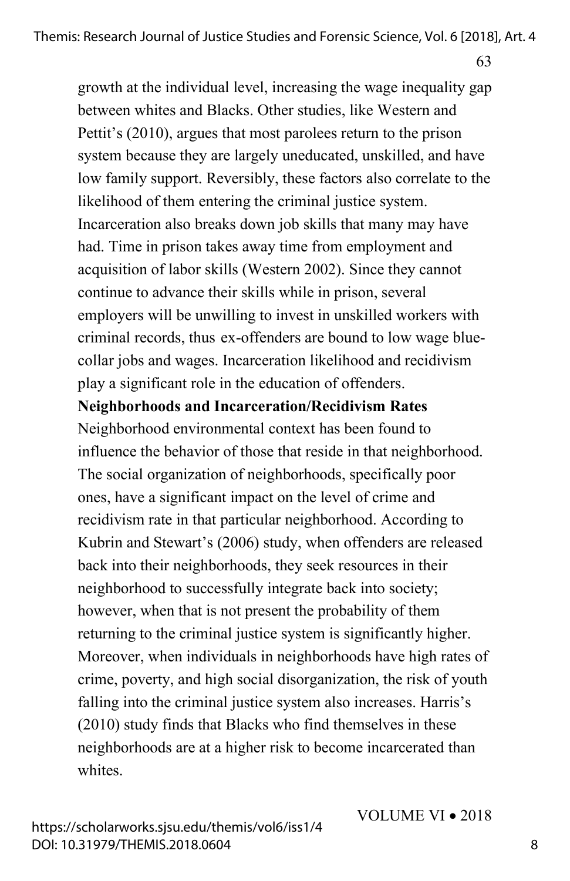growth at the individual level, increasing the wage inequality gap between whites and Blacks. Other studies, like Western and Pettit's (2010), argues that most parolees return to the prison system because they are largely uneducated, unskilled, and have low family support. Reversibly, these factors also correlate to the likelihood of them entering the criminal justice system. Incarceration also breaks down job skills that many may have had. Time in prison takes away time from employment and acquisition of labor skills (Western 2002). Since they cannot continue to advance their skills while in prison, several employers will be unwilling to invest in unskilled workers with criminal records, thus ex-offenders are bound to low wage blue-collar jobs and wages. Incarceration likelihood and recidivism play a significant role in the education of offenders.

**Neighborhoods and Incarceration/Recidivism Rates**

Neighborhood environmental context has been found to influence the behavior of those that reside in that neighborhood. The social organization of neighborhoods, specifically poor ones, have a significant impact on the level of crime and recidivism rate in that particular neighborhood. According to Kubrin and Stewart's (2006) study, when offenders are released back into their neighborhoods, they seek resources in their neighborhood to successfully integrate back into society; however, when that is not present the probability of them returning to the criminal justice system is significantly higher. Moreover, when individuals in neighborhoods have high rates of crime, poverty, and high social disorganization, the risk of youth falling into the criminal justice system also increases. Harris's (2010) study finds that Blacks who find themselves in these neighborhoods are at a higher risk to become incarcerated than whites.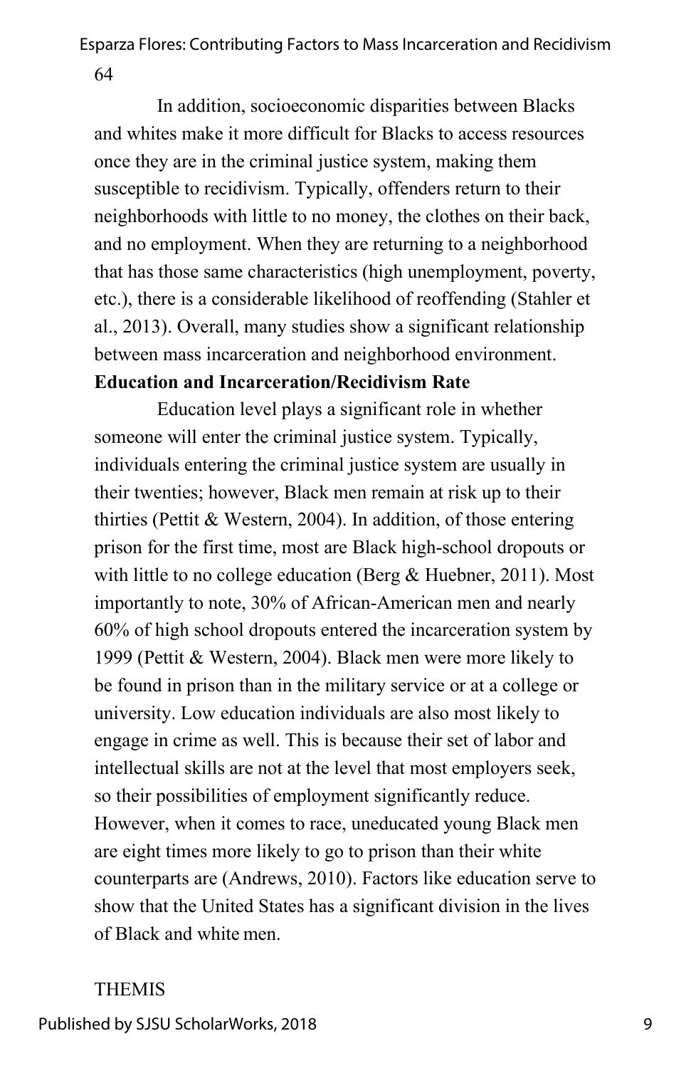In addition, socioeconomic disparities between Blacks and whites make it more difficult for Blacks to access resources once they are in the criminal justice system, making them susceptible to recidivism. Typically, offenders return to their neighborhoods with little to no money, the clothes on their back, and no employment. When they are returning to a neighborhood that has those same characteristics (high unemployment, poverty, etc.), there is a considerable likelihood of reoffending (Stahler et al., 2013). Overall, many studies show a significant relationship between mass incarceration and neighborhood environment.

**Education and Incarceration/Recidivism Rate**

Education level plays a significant role in whether someone will enter the criminal justice system. Typically, individuals entering the criminal justice system are usually in their twenties; however, Black men remain at risk up to their thirties (Pettit & Western, 2004). In addition, of those entering prison for the first time, most are Black high-school dropouts or with little to no college education (Berg & Huebner, 2011). Most importantly to note, 30% of African-American men and nearly 60% of high school dropouts entered the incarceration system by 1999 (Pettit & Western, 2004). Black men were more likely to be found in prison than in the military service or at a college or university. Low education individuals are also most likely to engage in crime as well. This is because their set of labor and intellectual skills are not at the level that most employers seek, so their possibilities of employment significantly reduce. However, when it comes to race, uneducated young Black men are eight times more likely to go to prison than their white counterparts are (Andrews, 2010). Factors like education serve to show that the United States has a significant division in the lives of Black and white men.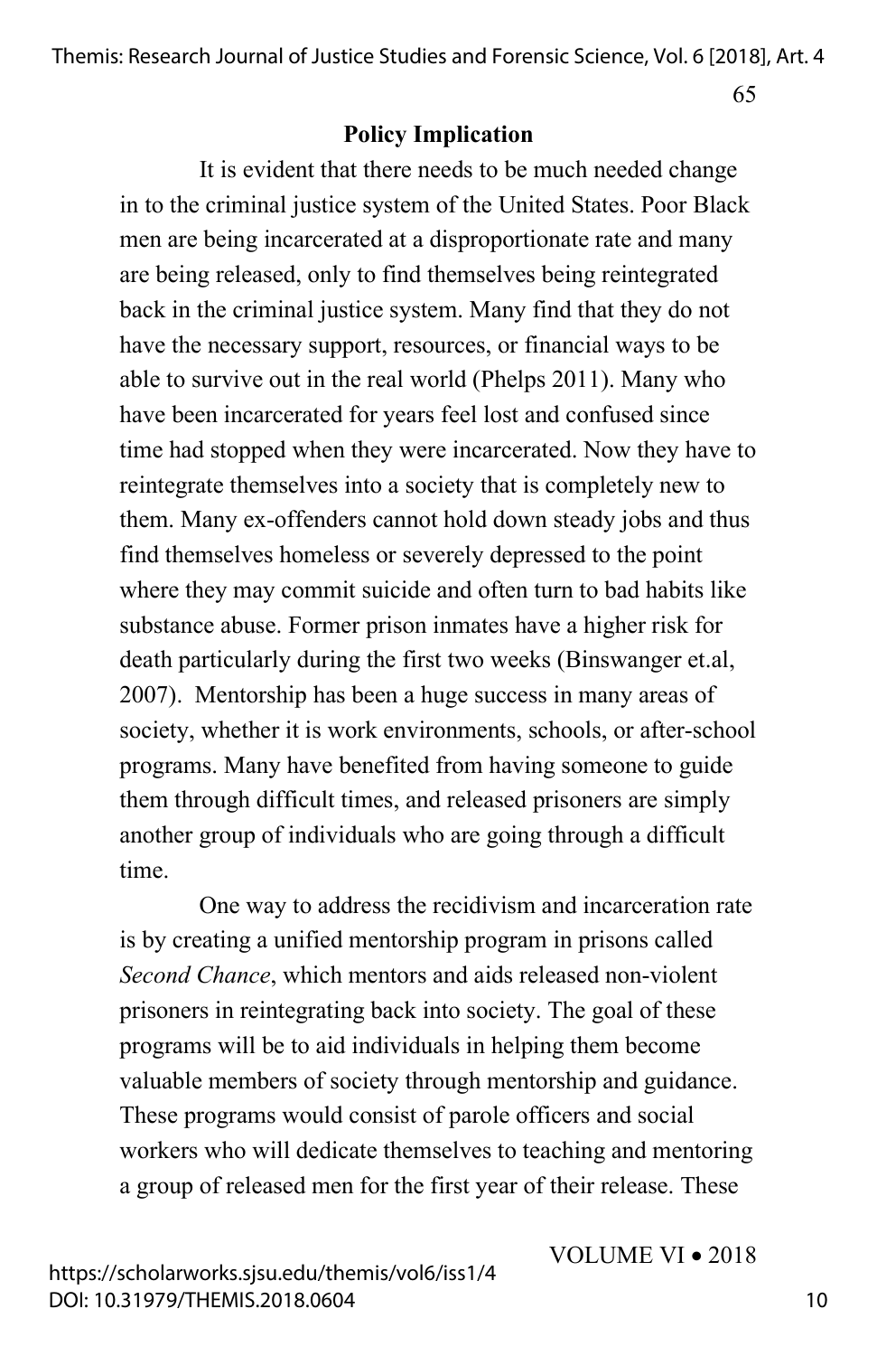## Policy Implication

It is evident that there needs to be much needed change in to the criminal justice system of the United States. Poor Black men are being incarcerated at a disproportionate rate and many are being released, only to find themselves being reintegrated back in the criminal justice system. Many find that they do not have the necessary support, resources, or financial ways to be able to survive out in the real world (Phelps 2011). Many who have been incarcerated for years feel lost and confused since time had stopped when they were incarcerated. Now they have to reintegrate themselves into a society that is completely new to them. Many ex-offenders cannot hold down steady jobs and thus find themselves homeless or severely depressed to the point where they may commit suicide and often turn to bad habits like substance abuse. Former prison inmates have a higher risk for death particularly during the first two weeks (Binswanger et.al, 2007). Mentorship has been a huge success in many areas of society, whether it is work environments, schools, or after-school programs. Many have benefited from having someone to guide them through difficult times, and released prisoners are simply another group of individuals who are going through a difficult time.

One way to address the recidivism and incarceration rate is by creating a unified mentorship program in prisons called *Second Chance*, which mentors and aids released non-violent prisoners in reintegrating back into society. The goal of these programs will be to aid individuals in helping them become valuable members of society through mentorship and guidance. These programs would consist of parole officers and social workers who will dedicate themselves to teaching and mentoring a group of released men for the first year of their release. These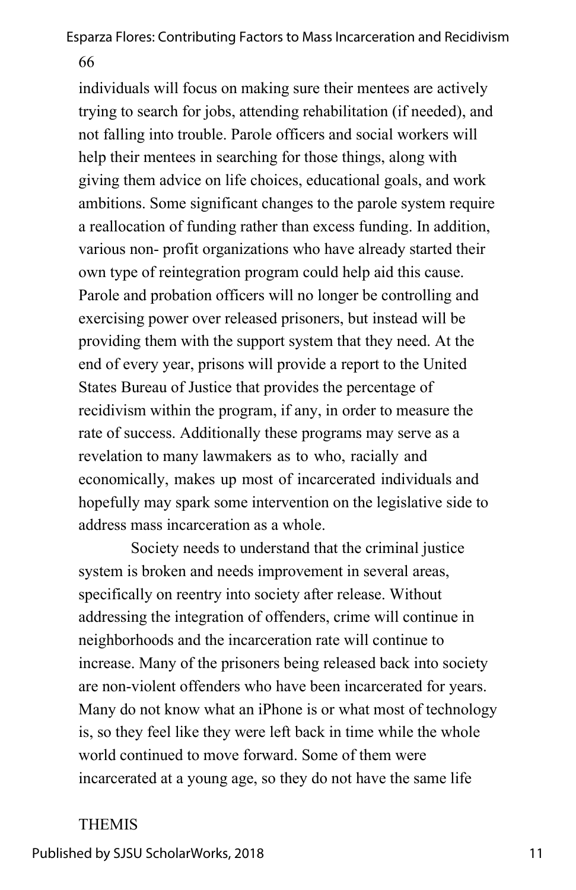individuals will focus on making sure their mentees are actively trying to search for jobs, attending rehabilitation (if needed), and not falling into trouble. Parole officers and social workers will help their mentees in searching for those things, along with giving them advice on life choices, educational goals, and work ambitions. Some significant changes to the parole system require a reallocation of funding rather than excess funding. In addition, various non- profit organizations who have already started their own type of reintegration program could help aid this cause. Parole and probation officers will no longer be controlling and exercising power over released prisoners, but instead will be providing them with the support system that they need. At the end of every year, prisons will provide a report to the United States Bureau of Justice that provides the percentage of recidivism within the program, if any, in order to measure the rate of success. Additionally these programs may serve as a revelation to many lawmakers as to who, racially and economically, makes up most of incarcerated individuals and hopefully may spark some intervention on the legislative side to address mass incarceration as a whole.

Society needs to understand that the criminal justice system is broken and needs improvement in several areas, specifically on reentry into society after release. Without addressing the integration of offenders, crime will continue in neighborhoods and the incarceration rate will continue to increase. Many of the prisoners being released back into society are non-violent offenders who have been incarcerated for years. Many do not know what an iPhone is or what most of technology is, so they feel like they were left back in time while the whole world continued to move forward. Some of them were incarcerated at a young age, so they do not have the same life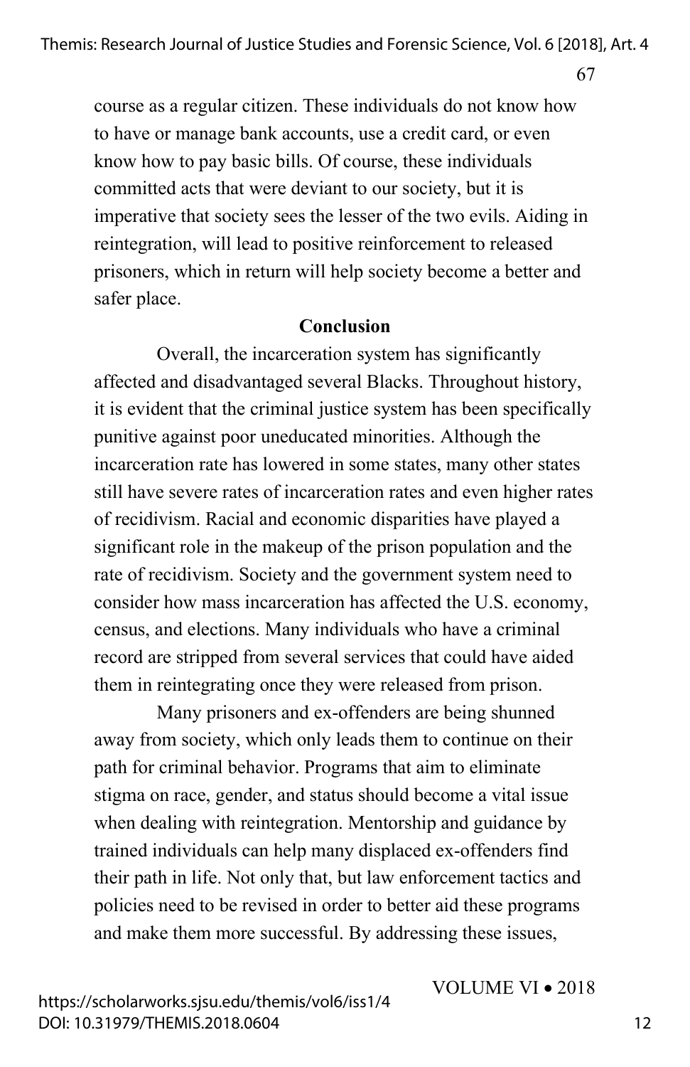course as a regular citizen. These individuals do not know how to have or manage bank accounts, use a credit card, or even know how to pay basic bills. Of course, these individuals committed acts that were deviant to our society, but it is imperative that society sees the lesser of the two evils. Aiding in reintegration, will lead to positive reinforcement to released prisoners, which in return will help society become a better and safer place.

## Conclusion

Overall, the incarceration system has significantly affected and disadvantaged several Blacks. Throughout history, it is evident that the criminal justice system has been specifically punitive against poor uneducated minorities. Although the incarceration rate has lowered in some states, many other states still have severe rates of incarceration rates and even higher rates of recidivism. Racial and economic disparities have played a significant role in the makeup of the prison population and the rate of recidivism. Society and the government system need to consider how mass incarceration has affected the U.S. economy, census, and elections. Many individuals who have a criminal record are stripped from several services that could have aided them in reintegrating once they were released from prison.

Many prisoners and ex-offenders are being shunned away from society, which only leads them to continue on their path for criminal behavior. Programs that aim to eliminate stigma on race, gender, and status should become a vital issue when dealing with reintegration. Mentorship and guidance by trained individuals can help many displaced ex-offenders find their path in life. Not only that, but law enforcement tactics and policies need to be revised in order to better aid these programs and make them more successful. By addressing these issues,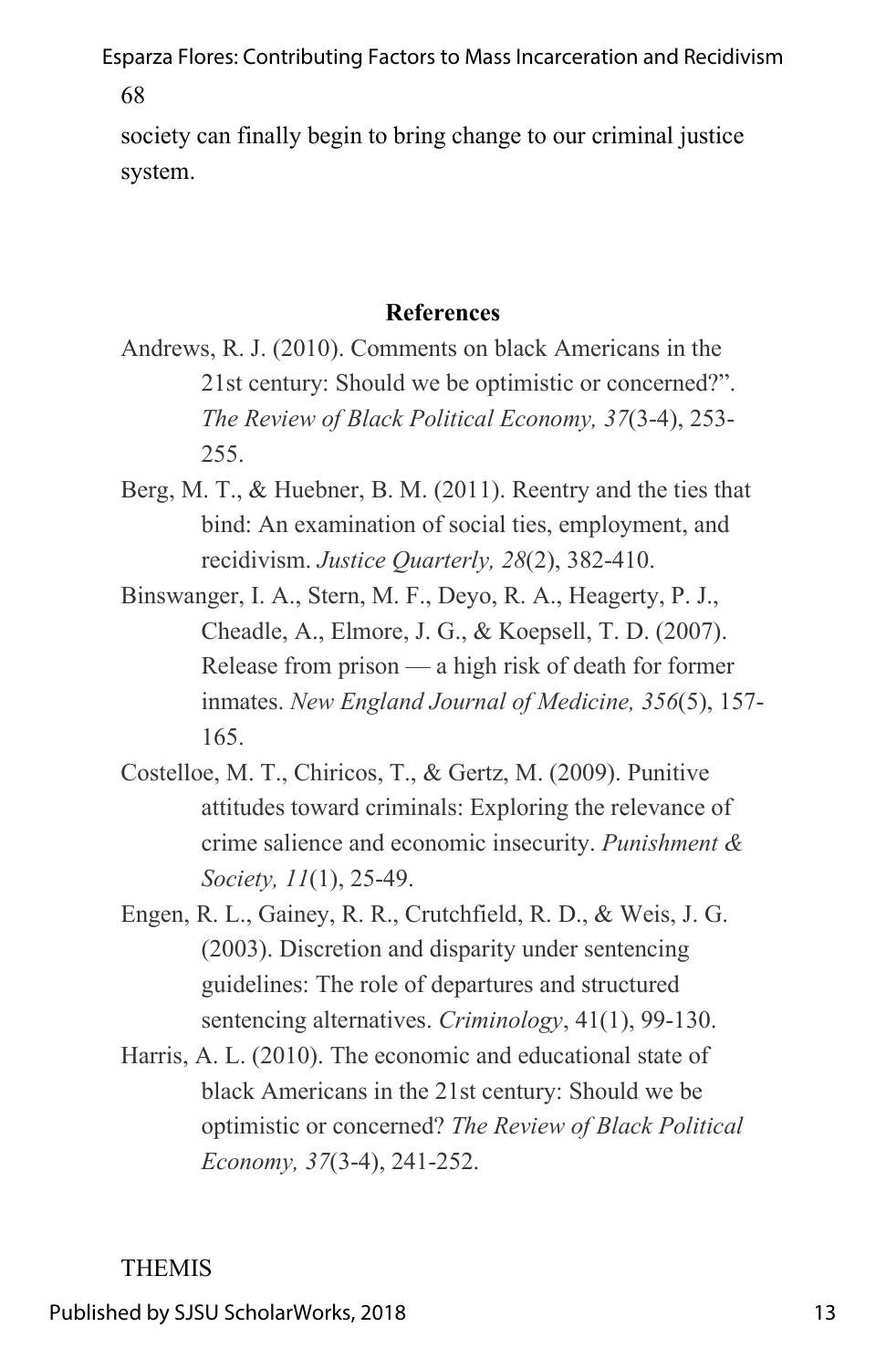society can finally begin to bring change to our criminal justice system.

## References

Andrews, R. J. (2010). Comments on black Americans in the 21st century: Should we be optimistic or concerned?". *The Review of Black Political Economy, 37*(3-4), 253-255.

Berg, M. T., & Huebner, B. M. (2011). Reentry and the ties that bind: An examination of social ties, employment, and recidivism. *Justice Quarterly, 28*(2), 382-410.

Binswanger, I. A., Stern, M. F., Deyo, R. A., Heagerty, P. J., Cheadle, A., Elmore, J. G., & Koepsell, T. D. (2007). Release from prison — a high risk of death for former inmates. *New England Journal of Medicine, 356*(5), 157-165.

Costelloe, M. T., Chiricos, T., & Gertz, M. (2009). Punitive attitudes toward criminals: Exploring the relevance of crime salience and economic insecurity. *Punishment & Society, 11*(1), 25-49.

Engen, R. L., Gainey, R. R., Crutchfield, R. D., & Weis, J. G. (2003). Discretion and disparity under sentencing guidelines: The role of departures and structured sentencing alternatives. *Criminology*, 41(1), 99-130.

Harris, A. L. (2010). The economic and educational state of black Americans in the 21st century: Should we be optimistic or concerned? *The Review of Black Political Economy, 37*(3-4), 241-252.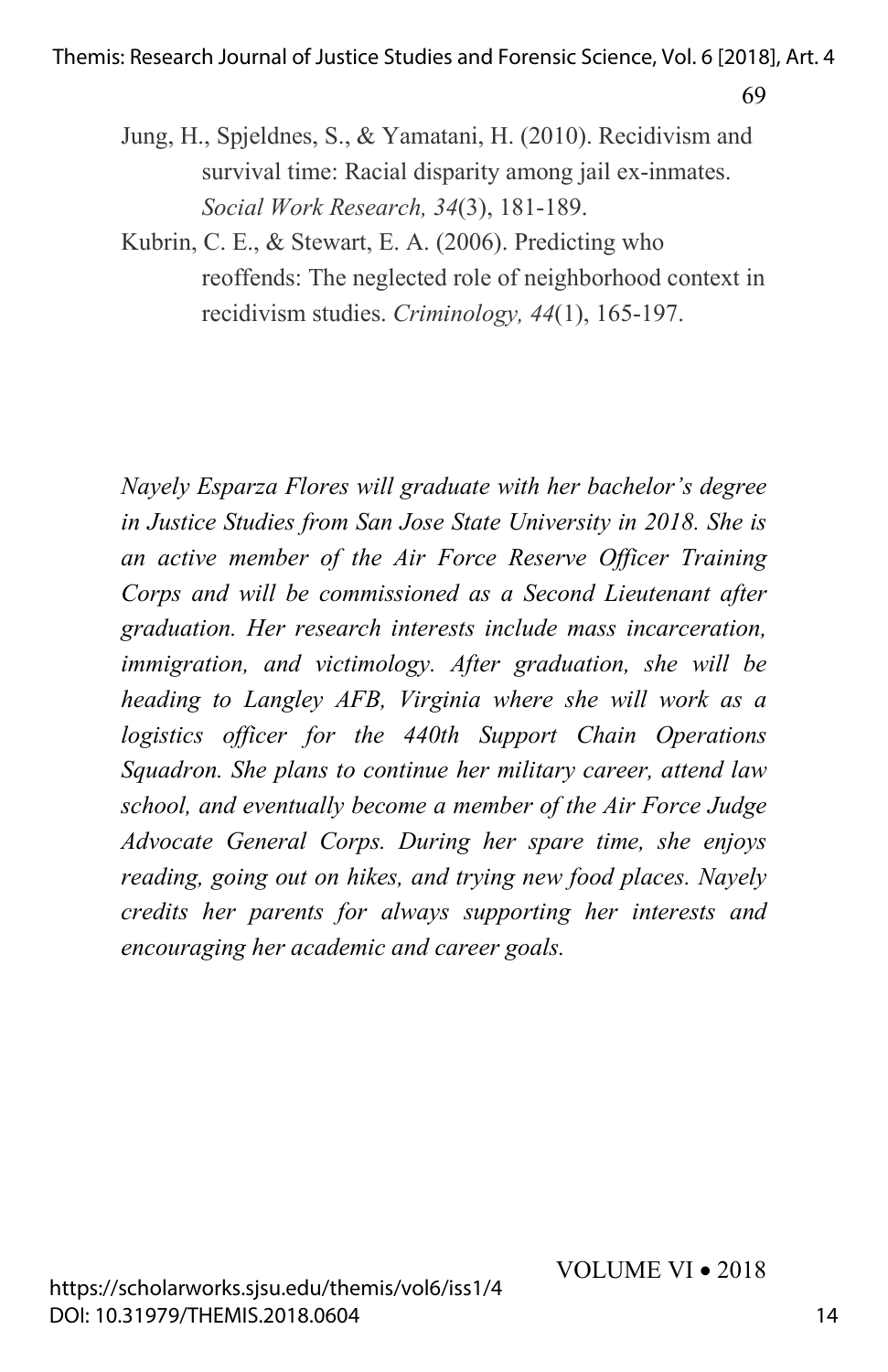Jung, H., Spjeldnes, S., & Yamatani, H. (2010). Recidivism and survival time: Racial disparity among jail ex-inmates. *Social Work Research, 34*(3), 181-189.

Kubrin, C. E., & Stewart, E. A. (2006). Predicting who reoffends: The neglected role of neighborhood context in recidivism studies. *Criminology, 44*(1), 165-197.

*Nayely Esparza Flores will graduate with her bachelor's degree in Justice Studies from San Jose State University in 2018. She is an active member of the Air Force Reserve Officer Training Corps and will be commissioned as a Second Lieutenant after graduation. Her research interests include mass incarceration, immigration, and victimology. After graduation, she will be heading to Langley AFB, Virginia where she will work as a logistics officer for the 440th Support Chain Operations Squadron. She plans to continue her military career, attend law school, and eventually become a member of the Air Force Judge Advocate General Corps. During her spare time, she enjoys reading, going out on hikes, and trying new food places. Nayely credits her parents for always supporting her interests and encouraging her academic and career goals.*